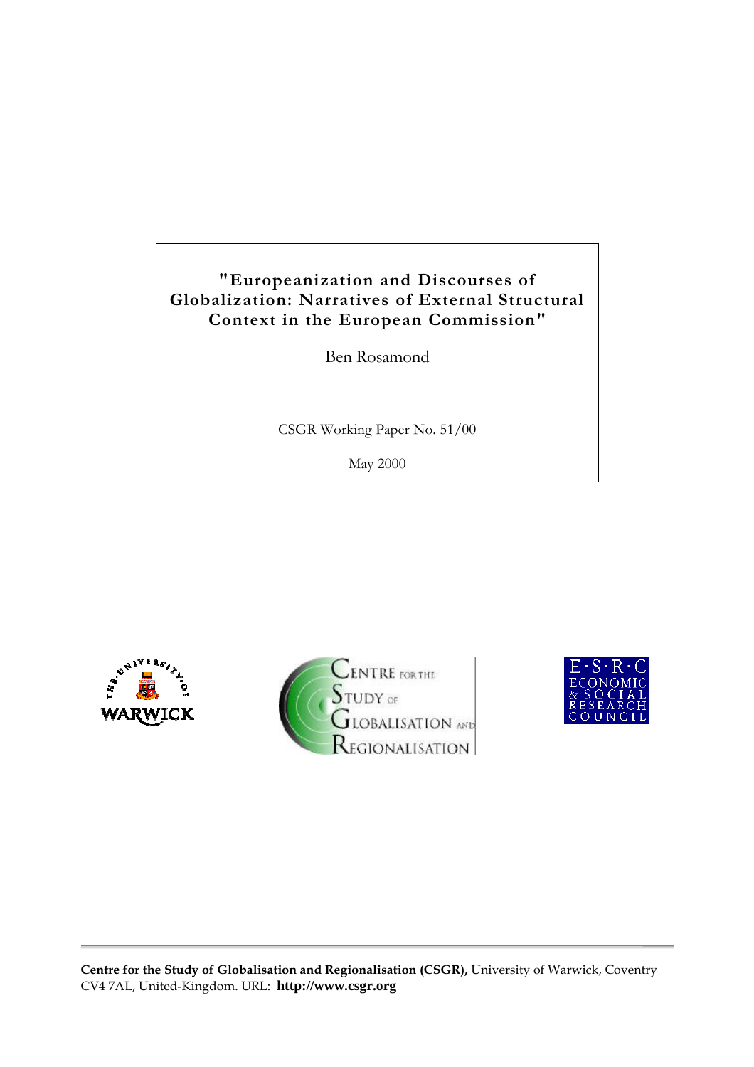# "Europeanization and Discourses of Globalization: Narratives of External Structural Context in the European Commission"

Ben Rosamond

CSGR Working Paper No. 51/00

May 2000

**Centre for the Study of Globalisation and Regionalisation (CSGR),** University of Warwick, Coventry CV4 7AL, United-Kingdom. URL: **http://www.csgr.org**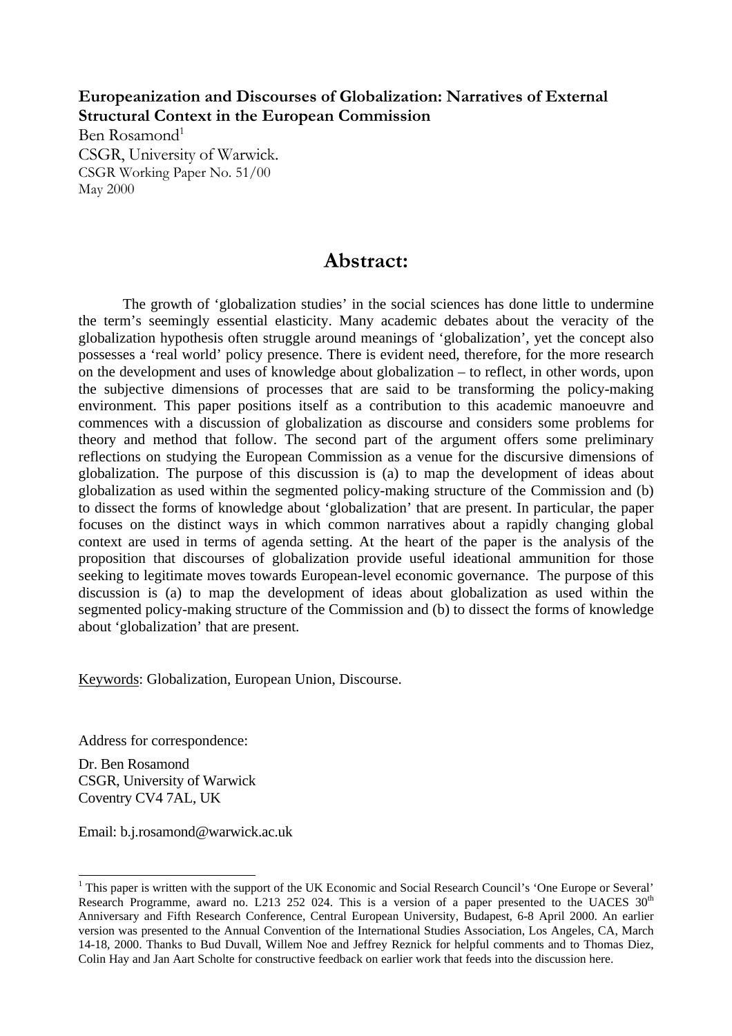**Europeanization and Discourses of Globalization: Narratives of External Structural Context in the European Commission**

Ben Rosamond[1]

CSGR, University of Warwick.

CSGR Working Paper No. 51/00

May 2000

# Abstract:

The growth of 'globalization studies' in the social sciences has done little to undermine the term's seemingly essential elasticity. Many academic debates about the veracity of the globalization hypothesis often struggle around meanings of 'globalization', yet the concept also possesses a 'real world' policy presence. There is evident need, therefore, for the more research on the development and uses of knowledge about globalization – to reflect, in other words, upon the subjective dimensions of processes that are said to be transforming the policy-making environment. This paper positions itself as a contribution to this academic manoeuvre and commences with a discussion of globalization as discourse and considers some problems for theory and method that follow. The second part of the argument offers some preliminary reflections on studying the European Commission as a venue for the discursive dimensions of globalization. The purpose of this discussion is (a) to map the development of ideas about globalization as used within the segmented policy-making structure of the Commission and (b) to dissect the forms of knowledge about 'globalization' that are present. In particular, the paper focuses on the distinct ways in which common narratives about a rapidly changing global context are used in terms of agenda setting. At the heart of the paper is the analysis of the proposition that discourses of globalization provide useful ideational ammunition for those seeking to legitimate moves towards European-level economic governance. The purpose of this discussion is (a) to map the development of ideas about globalization as used within the segmented policy-making structure of the Commission and (b) to dissect the forms of knowledge about 'globalization' that are present.

Keywords: Globalization, European Union, Discourse.

Address for correspondence:

Dr. Ben Rosamond
CSGR, University of Warwick
Coventry CV4 7AL, UK

Email: b.j.rosamond@warwick.ac.uk

[1] This paper is written with the support of the UK Economic and Social Research Council's 'One Europe or Several' Research Programme, award no. L213 252 024. This is a version of a paper presented to the UACES 30th Anniversary and Fifth Research Conference, Central European University, Budapest, 6-8 April 2000. An earlier version was presented to the Annual Convention of the International Studies Association, Los Angeles, CA, March 14-18, 2000. Thanks to Bud Duvall, Willem Noe and Jeffrey Reznick for helpful comments and to Thomas Diez, Colin Hay and Jan Aart Scholte for constructive feedback on earlier work that feeds into the discussion here.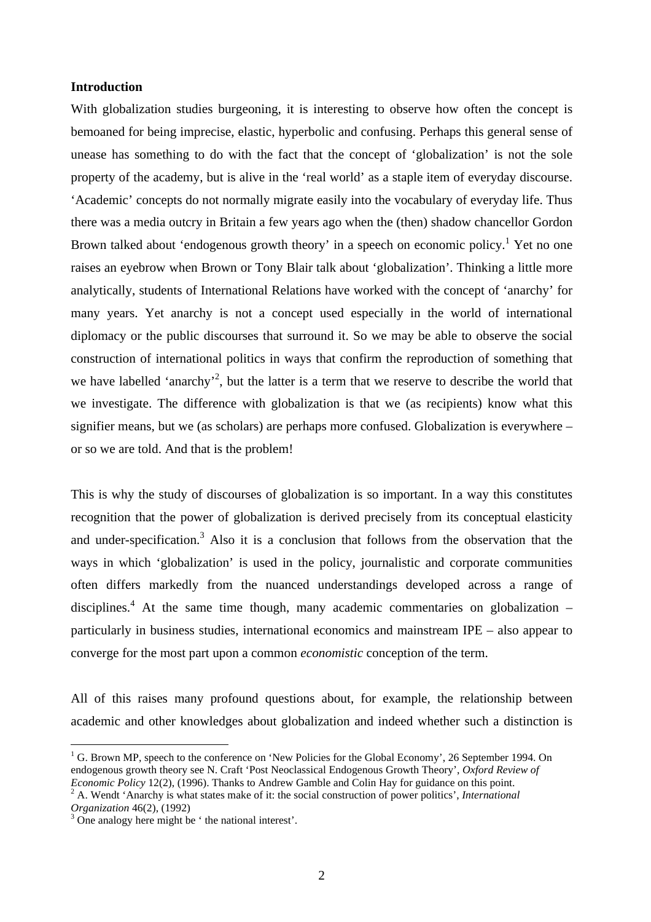## Introduction

With globalization studies burgeoning, it is interesting to observe how often the concept is bemoaned for being imprecise, elastic, hyperbolic and confusing. Perhaps this general sense of unease has something to do with the fact that the concept of 'globalization' is not the sole property of the academy, but is alive in the 'real world' as a staple item of everyday discourse. 'Academic' concepts do not normally migrate easily into the vocabulary of everyday life. Thus there was a media outcry in Britain a few years ago when the (then) shadow chancellor Gordon Brown talked about 'endogenous growth theory' in a speech on economic policy.[1] Yet no one raises an eyebrow when Brown or Tony Blair talk about 'globalization'. Thinking a little more analytically, students of International Relations have worked with the concept of 'anarchy' for many years. Yet anarchy is not a concept used especially in the world of international diplomacy or the public discourses that surround it. So we may be able to observe the social construction of international politics in ways that confirm the reproduction of something that we have labelled 'anarchy'[2], but the latter is a term that we reserve to describe the world that we investigate. The difference with globalization is that we (as recipients) know what this signifier means, but we (as scholars) are perhaps more confused. Globalization is everywhere – or so we are told. And that is the problem!

This is why the study of discourses of globalization is so important. In a way this constitutes recognition that the power of globalization is derived precisely from its conceptual elasticity and under-specification.[3] Also it is a conclusion that follows from the observation that the ways in which 'globalization' is used in the policy, journalistic and corporate communities often differs markedly from the nuanced understandings developed across a range of disciplines.[4] At the same time though, many academic commentaries on globalization – particularly in business studies, international economics and mainstream IPE – also appear to converge for the most part upon a common *economistic* conception of the term.

All of this raises many profound questions about, for example, the relationship between academic and other knowledges about globalization and indeed whether such a distinction is

---

[1] G. Brown MP, speech to the conference on 'New Policies for the Global Economy', 26 September 1994. On endogenous growth theory see N. Craft 'Post Neoclassical Endogenous Growth Theory', *Oxford Review of Economic Policy* 12(2), (1996). Thanks to Andrew Gamble and Colin Hay for guidance on this point.

[2] A. Wendt 'Anarchy is what states make of it: the social construction of power politics', *International Organization* 46(2), (1992)

[3] One analogy here might be ' the national interest'.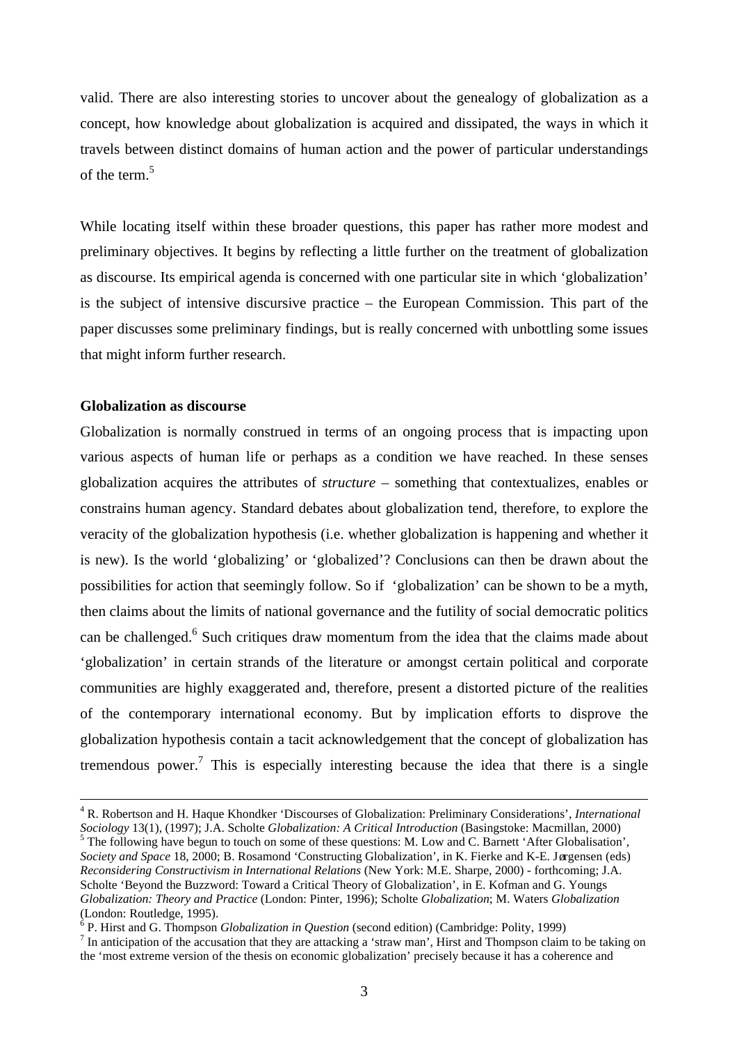valid. There are also interesting stories to uncover about the genealogy of globalization as a concept, how knowledge about globalization is acquired and dissipated, the ways in which it travels between distinct domains of human action and the power of particular understandings of the term.[5]

While locating itself within these broader questions, this paper has rather more modest and preliminary objectives. It begins by reflecting a little further on the treatment of globalization as discourse. Its empirical agenda is concerned with one particular site in which 'globalization' is the subject of intensive discursive practice – the European Commission. This part of the paper discusses some preliminary findings, but is really concerned with unbottling some issues that might inform further research.

**Globalization as discourse**

Globalization is normally construed in terms of an ongoing process that is impacting upon various aspects of human life or perhaps as a condition we have reached. In these senses globalization acquires the attributes of *structure* – something that contextualizes, enables or constrains human agency. Standard debates about globalization tend, therefore, to explore the veracity of the globalization hypothesis (i.e. whether globalization is happening and whether it is new). Is the world 'globalizing' or 'globalized'? Conclusions can then be drawn about the possibilities for action that seemingly follow. So if 'globalization' can be shown to be a myth, then claims about the limits of national governance and the futility of social democratic politics can be challenged.[6] Such critiques draw momentum from the idea that the claims made about 'globalization' in certain strands of the literature or amongst certain political and corporate communities are highly exaggerated and, therefore, present a distorted picture of the realities of the contemporary international economy. But by implication efforts to disprove the globalization hypothesis contain a tacit acknowledgement that the concept of globalization has tremendous power.[7] This is especially interesting because the idea that there is a single

---

[4] R. Robertson and H. Haque Khondker 'Discourses of Globalization: Preliminary Considerations', *International Sociology* 13(1), (1997); J.A. Scholte *Globalization: A Critical Introduction* (Basingstoke: Macmillan, 2000)

[5] The following have begun to touch on some of these questions: M. Low and C. Barnett 'After Globalisation', *Society and Space* 18, 2000; B. Rosamond 'Constructing Globalization', in K. Fierke and K-E. Jørgensen (eds) *Reconsidering Constructivism in International Relations* (New York: M.E. Sharpe, 2000) - forthcoming; J.A. Scholte 'Beyond the Buzzword: Toward a Critical Theory of Globalization', in E. Kofman and G. Youngs *Globalization: Theory and Practice* (London: Pinter, 1996); Scholte *Globalization*; M. Waters *Globalization* (London: Routledge, 1995).

[6] P. Hirst and G. Thompson *Globalization in Question* (second edition) (Cambridge: Polity, 1999)

[7] In anticipation of the accusation that they are attacking a 'straw man', Hirst and Thompson claim to be taking on the 'most extreme version of the thesis on economic globalization' precisely because it has a coherence and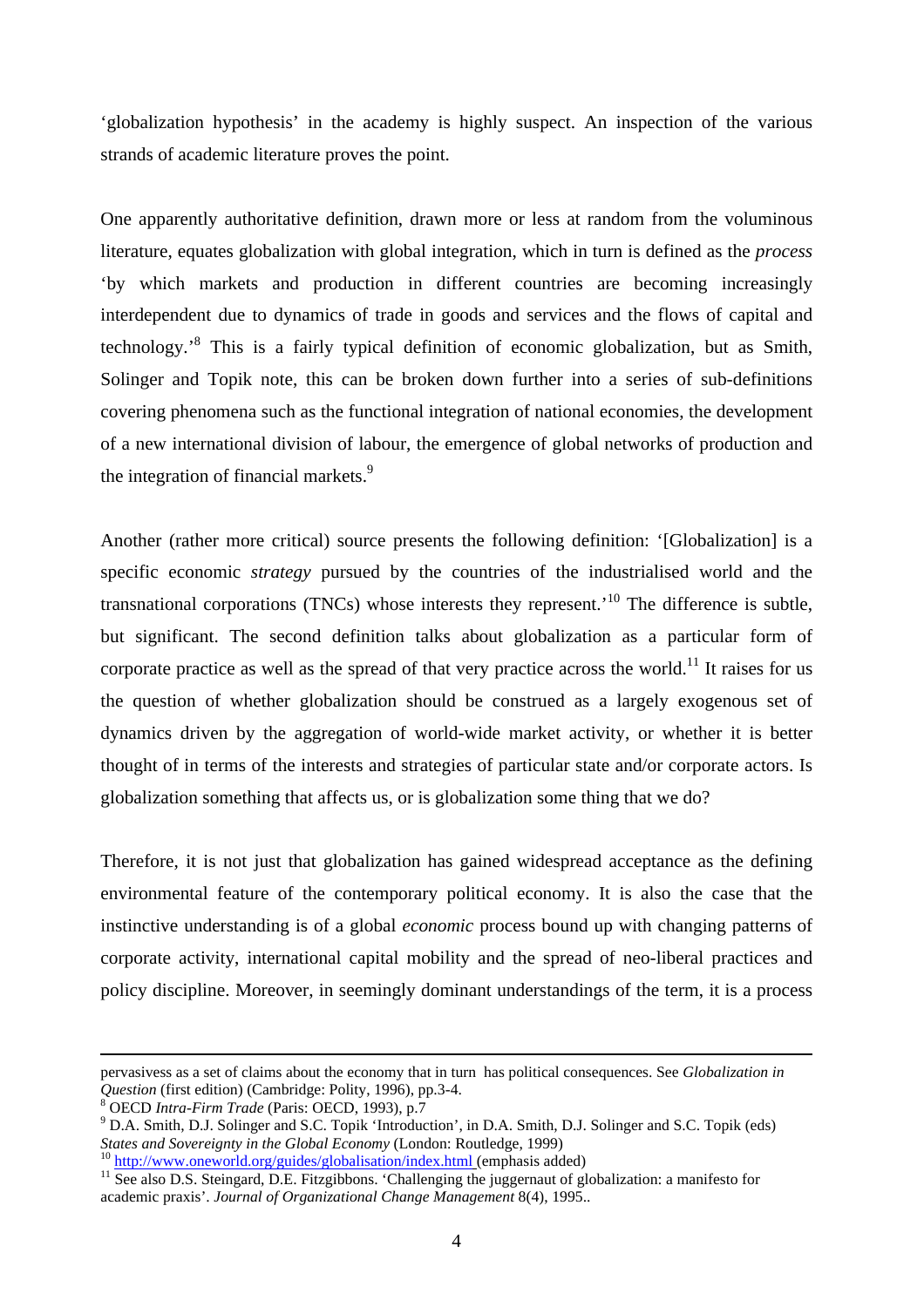'globalization hypothesis' in the academy is highly suspect. An inspection of the various strands of academic literature proves the point.

One apparently authoritative definition, drawn more or less at random from the voluminous literature, equates globalization with global integration, which in turn is defined as the *process* 'by which markets and production in different countries are becoming increasingly interdependent due to dynamics of trade in goods and services and the flows of capital and technology.'[8] This is a fairly typical definition of economic globalization, but as Smith, Solinger and Topik note, this can be broken down further into a series of sub-definitions covering phenomena such as the functional integration of national economies, the development of a new international division of labour, the emergence of global networks of production and the integration of financial markets.[9]

Another (rather more critical) source presents the following definition: '[Globalization] is a specific economic *strategy* pursued by the countries of the industrialised world and the transnational corporations (TNCs) whose interests they represent.'[10] The difference is subtle, but significant. The second definition talks about globalization as a particular form of corporate practice as well as the spread of that very practice across the world.[11] It raises for us the question of whether globalization should be construed as a largely exogenous set of dynamics driven by the aggregation of world-wide market activity, or whether it is better thought of in terms of the interests and strategies of particular state and/or corporate actors. Is globalization something that affects us, or is globalization some thing that we do?

Therefore, it is not just that globalization has gained widespread acceptance as the defining environmental feature of the contemporary political economy. It is also the case that the instinctive understanding is of a global *economic* process bound up with changing patterns of corporate activity, international capital mobility and the spread of neo-liberal practices and policy discipline. Moreover, in seemingly dominant understandings of the term, it is a process

---

pervasivess as a set of claims about the economy that in turn has political consequences. See *Globalization in Question* (first edition) (Cambridge: Polity, 1996), pp.3-4.

[8] OECD *Intra-Firm Trade* (Paris: OECD, 1993), p.7

[9] D.A. Smith, D.J. Solinger and S.C. Topik 'Introduction', in D.A. Smith, D.J. Solinger and S.C. Topik (eds) *States and Sovereignty in the Global Economy* (London: Routledge, 1999)

[10] http://www.oneworld.org/guides/globalisation/index.html (emphasis added)

[11] See also D.S. Steingard, D.E. Fitzgibbons. 'Challenging the juggernaut of globalization: a manifesto for academic praxis'. *Journal of Organizational Change Management* 8(4), 1995..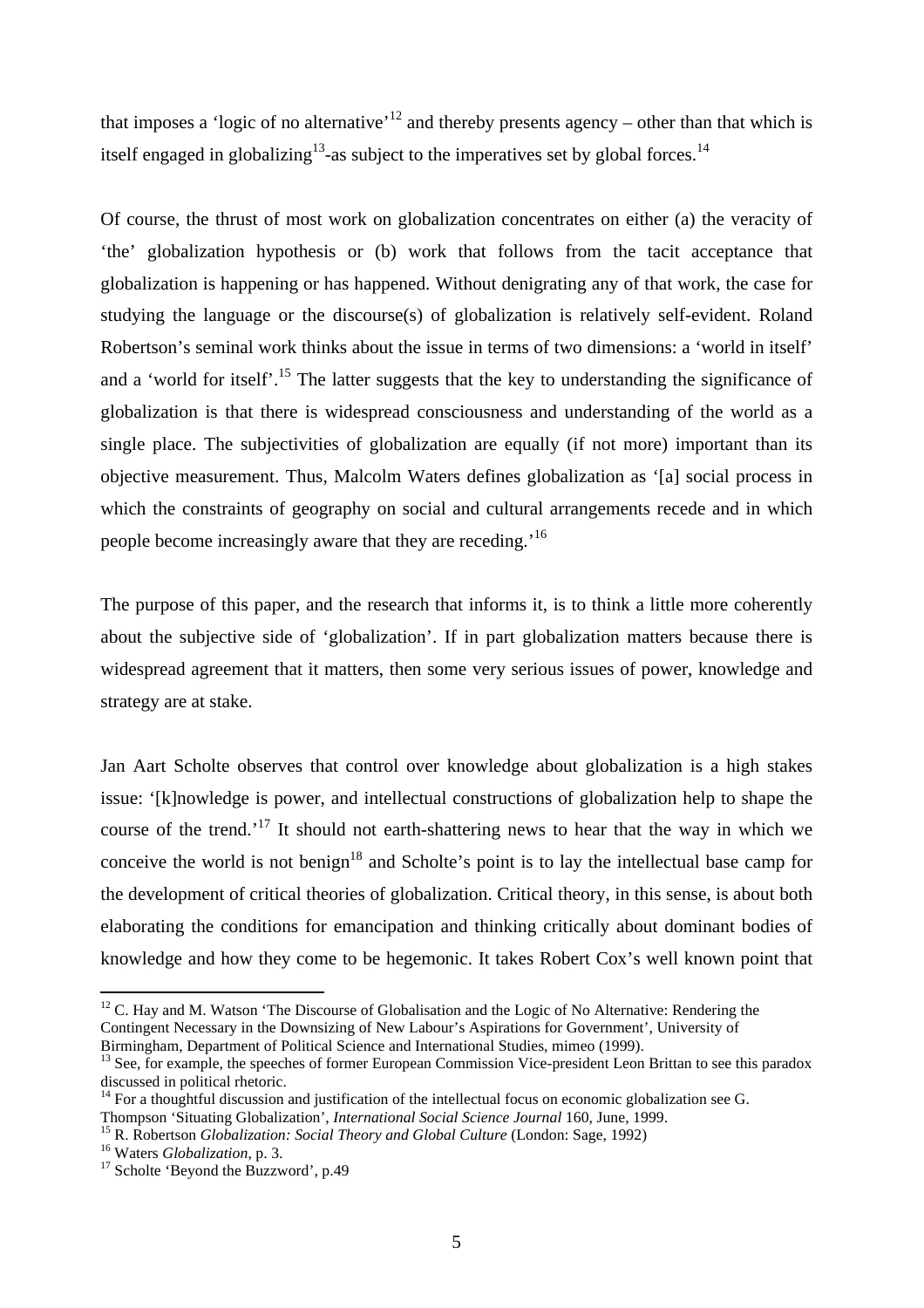that imposes a 'logic of no alternative'[12] and thereby presents agency – other than that which is itself engaged in globalizing[13]-as subject to the imperatives set by global forces.[14]

Of course, the thrust of most work on globalization concentrates on either (a) the veracity of 'the' globalization hypothesis or (b) work that follows from the tacit acceptance that globalization is happening or has happened. Without denigrating any of that work, the case for studying the language or the discourse(s) of globalization is relatively self-evident. Roland Robertson's seminal work thinks about the issue in terms of two dimensions: a 'world in itself' and a 'world for itself'.[15] The latter suggests that the key to understanding the significance of globalization is that there is widespread consciousness and understanding of the world as a single place. The subjectivities of globalization are equally (if not more) important than its objective measurement. Thus, Malcolm Waters defines globalization as '[a] social process in which the constraints of geography on social and cultural arrangements recede and in which people become increasingly aware that they are receding.'[16]

The purpose of this paper, and the research that informs it, is to think a little more coherently about the subjective side of 'globalization'. If in part globalization matters because there is widespread agreement that it matters, then some very serious issues of power, knowledge and strategy are at stake.

Jan Aart Scholte observes that control over knowledge about globalization is a high stakes issue: '[k]nowledge is power, and intellectual constructions of globalization help to shape the course of the trend.'[17] It should not earth-shattering news to hear that the way in which we conceive the world is not benign[18] and Scholte's point is to lay the intellectual base camp for the development of critical theories of globalization. Critical theory, in this sense, is about both elaborating the conditions for emancipation and thinking critically about dominant bodies of knowledge and how they come to be hegemonic. It takes Robert Cox's well known point that

---

[12] C. Hay and M. Watson 'The Discourse of Globalisation and the Logic of No Alternative: Rendering the Contingent Necessary in the Downsizing of New Labour's Aspirations for Government', University of Birmingham, Department of Political Science and International Studies, mimeo (1999).

[13] See, for example, the speeches of former European Commission Vice-president Leon Brittan to see this paradox discussed in political rhetoric.

[14] For a thoughtful discussion and justification of the intellectual focus on economic globalization see G. Thompson 'Situating Globalization', *International Social Science Journal* 160, June, 1999.

[15] R. Robertson *Globalization: Social Theory and Global Culture* (London: Sage, 1992)

[16] Waters *Globalization*, p. 3.

[17] Scholte 'Beyond the Buzzword', p.49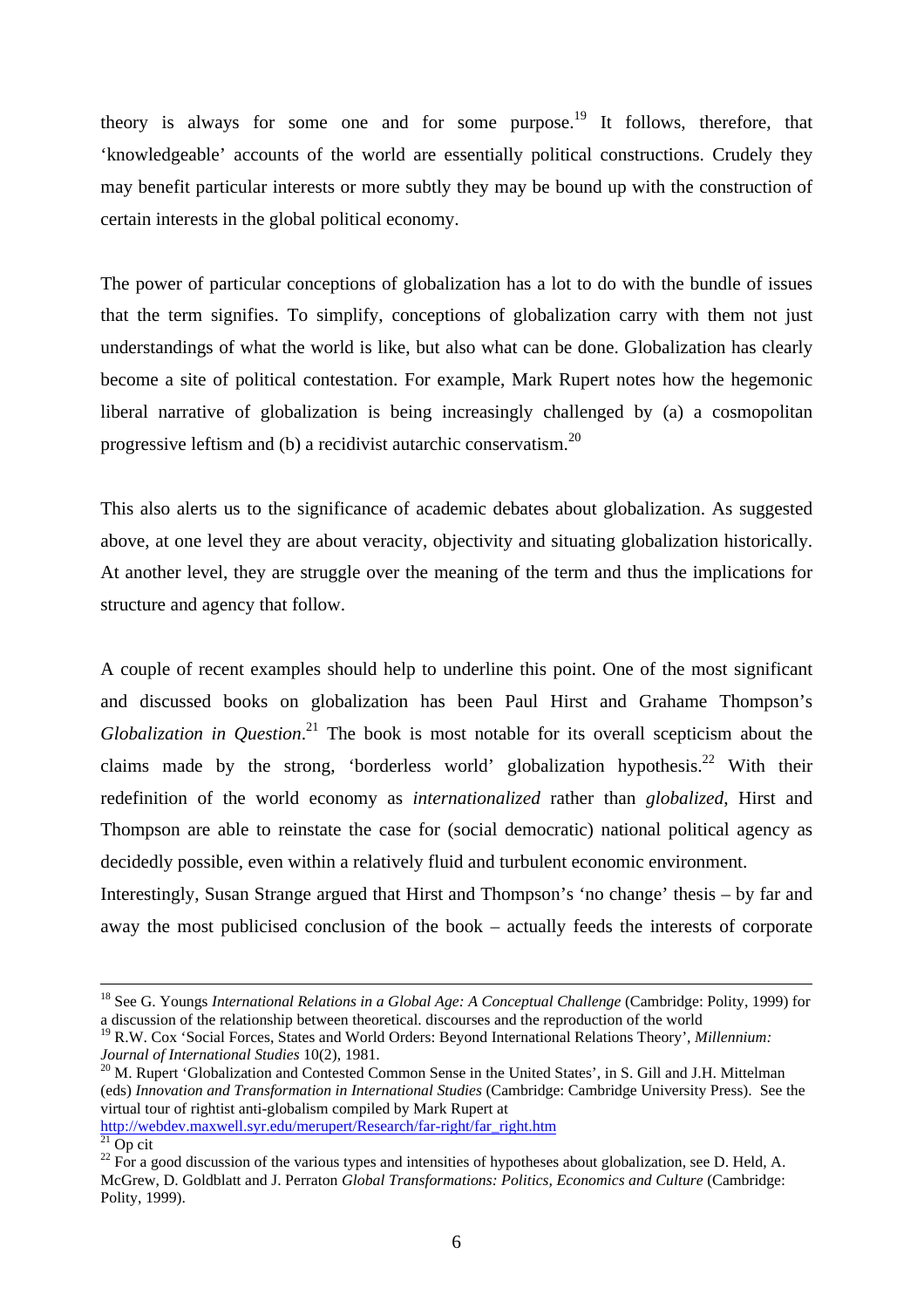theory is always for some one and for some purpose.[19] It follows, therefore, that 'knowledgeable' accounts of the world are essentially political constructions. Crudely they may benefit particular interests or more subtly they may be bound up with the construction of certain interests in the global political economy.

The power of particular conceptions of globalization has a lot to do with the bundle of issues that the term signifies. To simplify, conceptions of globalization carry with them not just understandings of what the world is like, but also what can be done. Globalization has clearly become a site of political contestation. For example, Mark Rupert notes how the hegemonic liberal narrative of globalization is being increasingly challenged by (a) a cosmopolitan progressive leftism and (b) a recidivist autarchic conservatism.[20]

This also alerts us to the significance of academic debates about globalization. As suggested above, at one level they are about veracity, objectivity and situating globalization historically. At another level, they are struggle over the meaning of the term and thus the implications for structure and agency that follow.

A couple of recent examples should help to underline this point. One of the most significant and discussed books on globalization has been Paul Hirst and Grahame Thompson's *Globalization in Question*.[21] The book is most notable for its overall scepticism about the claims made by the strong, 'borderless world' globalization hypothesis.[22] With their redefinition of the world economy as *internationalized* rather than *globalized*, Hirst and Thompson are able to reinstate the case for (social democratic) national political agency as decidedly possible, even within a relatively fluid and turbulent economic environment.
Interestingly, Susan Strange argued that Hirst and Thompson's 'no change' thesis – by far and away the most publicised conclusion of the book – actually feeds the interests of corporate

---

[18] See G. Youngs *International Relations in a Global Age: A Conceptual Challenge* (Cambridge: Polity, 1999) for a discussion of the relationship between theoretical. discourses and the reproduction of the world

[19] R.W. Cox 'Social Forces, States and World Orders: Beyond International Relations Theory', *Millennium: Journal of International Studies* 10(2), 1981.

[20] M. Rupert 'Globalization and Contested Common Sense in the United States', in S. Gill and J.H. Mittelman (eds) *Innovation and Transformation in International Studies* (Cambridge: Cambridge University Press). See the virtual tour of rightist anti-globalism compiled by Mark Rupert at http://webdev.maxwell.syr.edu/merupert/Research/far-right/far_right.htm

[21] Op cit

[22] For a good discussion of the various types and intensities of hypotheses about globalization, see D. Held, A. McGrew, D. Goldblatt and J. Perraton *Global Transformations: Politics, Economics and Culture* (Cambridge: Polity, 1999).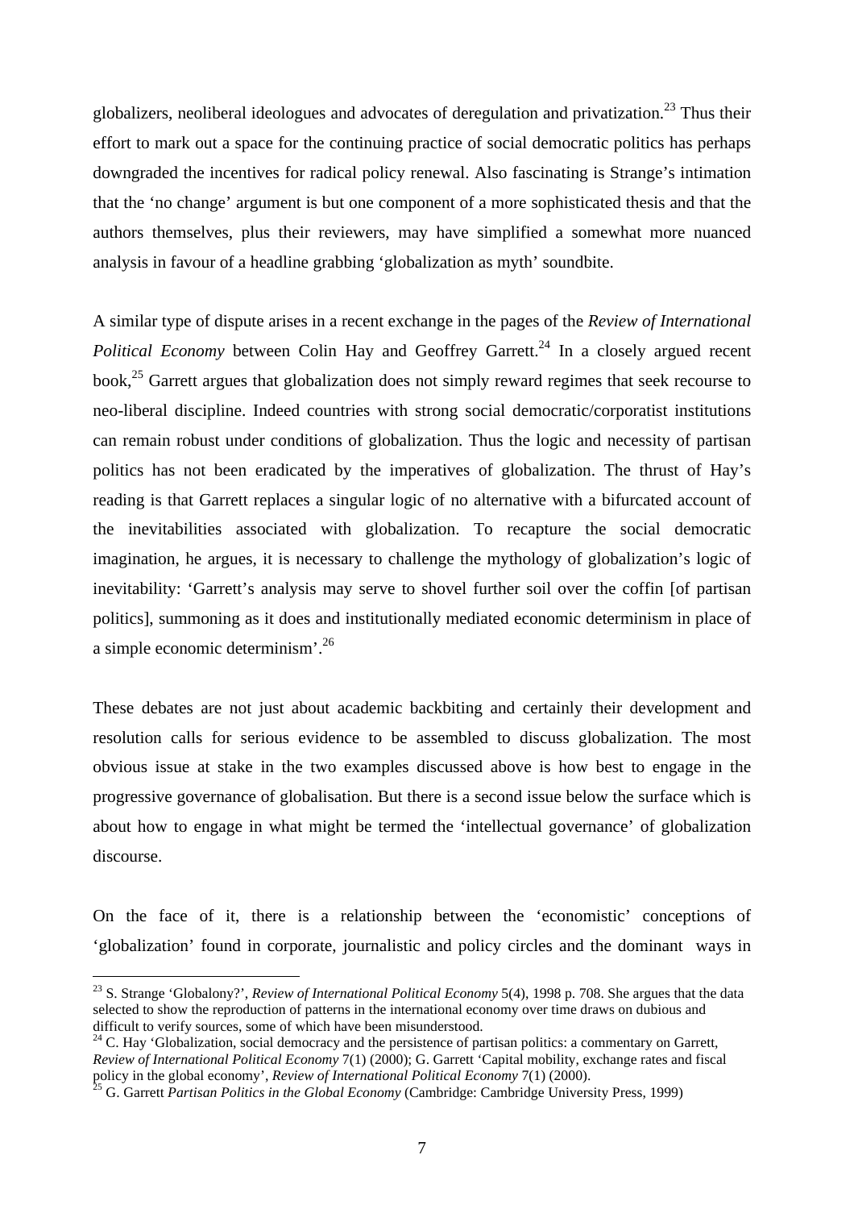globalizers, neoliberal ideologues and advocates of deregulation and privatization.[23] Thus their effort to mark out a space for the continuing practice of social democratic politics has perhaps downgraded the incentives for radical policy renewal. Also fascinating is Strange's intimation that the 'no change' argument is but one component of a more sophisticated thesis and that the authors themselves, plus their reviewers, may have simplified a somewhat more nuanced analysis in favour of a headline grabbing 'globalization as myth' soundbite.

A similar type of dispute arises in a recent exchange in the pages of the *Review of International Political Economy* between Colin Hay and Geoffrey Garrett.[24] In a closely argued recent book,[25] Garrett argues that globalization does not simply reward regimes that seek recourse to neo-liberal discipline. Indeed countries with strong social democratic/corporatist institutions can remain robust under conditions of globalization. Thus the logic and necessity of partisan politics has not been eradicated by the imperatives of globalization. The thrust of Hay's reading is that Garrett replaces a singular logic of no alternative with a bifurcated account of the inevitabilities associated with globalization. To recapture the social democratic imagination, he argues, it is necessary to challenge the mythology of globalization's logic of inevitability: 'Garrett's analysis may serve to shovel further soil over the coffin [of partisan politics], summoning as it does and institutionally mediated economic determinism in place of a simple economic determinism'.[26]

These debates are not just about academic backbiting and certainly their development and resolution calls for serious evidence to be assembled to discuss globalization. The most obvious issue at stake in the two examples discussed above is how best to engage in the progressive governance of globalisation. But there is a second issue below the surface which is about how to engage in what might be termed the 'intellectual governance' of globalization discourse.

On the face of it, there is a relationship between the 'economistic' conceptions of 'globalization' found in corporate, journalistic and policy circles and the dominant ways in

---

[23] S. Strange 'Globalony?', *Review of International Political Economy* 5(4), 1998 p. 708. She argues that the data selected to show the reproduction of patterns in the international economy over time draws on dubious and difficult to verify sources, some of which have been misunderstood.

[24] C. Hay 'Globalization, social democracy and the persistence of partisan politics: a commentary on Garrett, *Review of International Political Economy* 7(1) (2000); G. Garrett 'Capital mobility, exchange rates and fiscal policy in the global economy', *Review of International Political Economy* 7(1) (2000).

[25] G. Garrett *Partisan Politics in the Global Economy* (Cambridge: Cambridge University Press, 1999)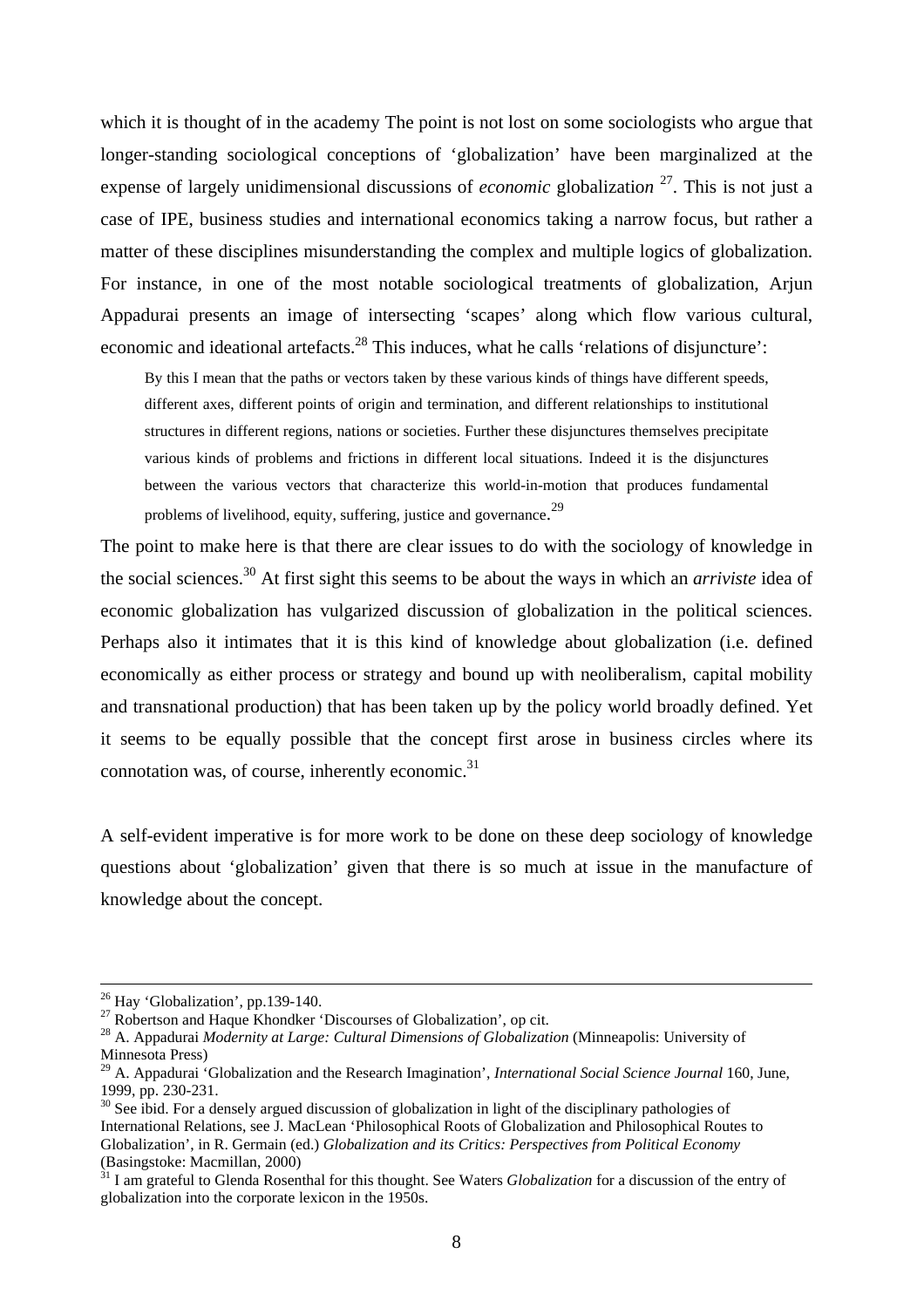which it is thought of in the academy The point is not lost on some sociologists who argue that longer-standing sociological conceptions of 'globalization' have been marginalized at the expense of largely unidimensional discussions of *economic* globalization [27]. This is not just a case of IPE, business studies and international economics taking a narrow focus, but rather a matter of these disciplines misunderstanding the complex and multiple logics of globalization. For instance, in one of the most notable sociological treatments of globalization, Arjun Appadurai presents an image of intersecting 'scapes' along which flow various cultural, economic and ideational artefacts.[28] This induces, what he calls 'relations of disjuncture':

> By this I mean that the paths or vectors taken by these various kinds of things have different speeds, different axes, different points of origin and termination, and different relationships to institutional structures in different regions, nations or societies. Further these disjunctures themselves precipitate various kinds of problems and frictions in different local situations. Indeed it is the disjunctures between the various vectors that characterize this world-in-motion that produces fundamental problems of livelihood, equity, suffering, justice and governance.[29]

The point to make here is that there are clear issues to do with the sociology of knowledge in the social sciences.[30] At first sight this seems to be about the ways in which an *arriviste* idea of economic globalization has vulgarized discussion of globalization in the political sciences. Perhaps also it intimates that it is this kind of knowledge about globalization (i.e. defined economically as either process or strategy and bound up with neoliberalism, capital mobility and transnational production) that has been taken up by the policy world broadly defined. Yet it seems to be equally possible that the concept first arose in business circles where its connotation was, of course, inherently economic.[31]

A self-evident imperative is for more work to be done on these deep sociology of knowledge questions about 'globalization' given that there is so much at issue in the manufacture of knowledge about the concept.

---

[26] Hay 'Globalization', pp.139-140.

[27] Robertson and Haque Khondker 'Discourses of Globalization', op cit.

[28] A. Appadurai *Modernity at Large: Cultural Dimensions of Globalization* (Minneapolis: University of Minnesota Press)

[29] A. Appadurai 'Globalization and the Research Imagination', *International Social Science Journal* 160, June, 1999, pp. 230-231.

[30] See ibid. For a densely argued discussion of globalization in light of the disciplinary pathologies of International Relations, see J. MacLean 'Philosophical Roots of Globalization and Philosophical Routes to Globalization', in R. Germain (ed.) *Globalization and its Critics: Perspectives from Political Economy* (Basingstoke: Macmillan, 2000)

[31] I am grateful to Glenda Rosenthal for this thought. See Waters *Globalization* for a discussion of the entry of globalization into the corporate lexicon in the 1950s.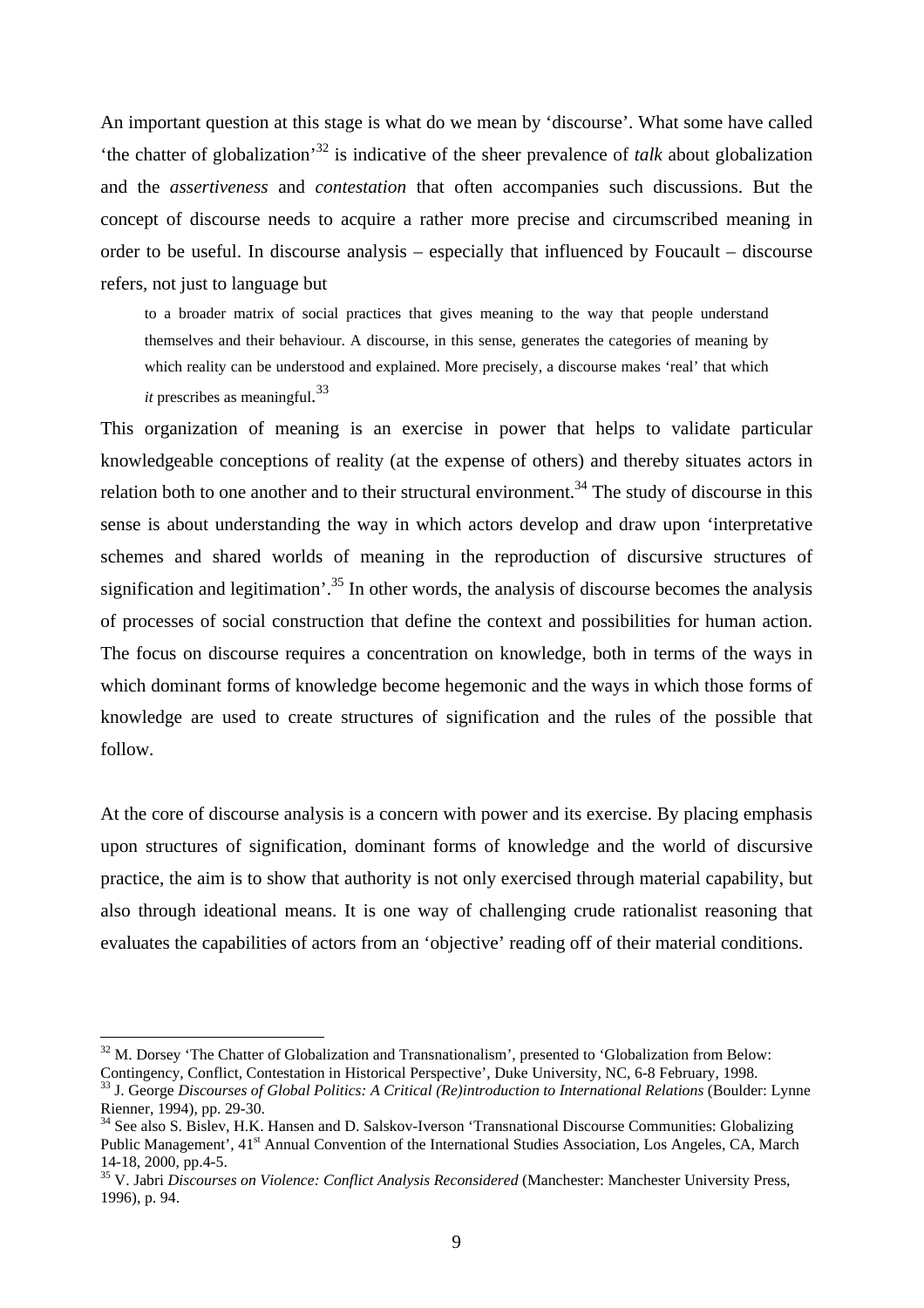An important question at this stage is what do we mean by 'discourse'. What some have called 'the chatter of globalization'[32] is indicative of the sheer prevalence of *talk* about globalization and the *assertiveness* and *contestation* that often accompanies such discussions. But the concept of discourse needs to acquire a rather more precise and circumscribed meaning in order to be useful. In discourse analysis – especially that influenced by Foucault – discourse refers, not just to language but

> to a broader matrix of social practices that gives meaning to the way that people understand themselves and their behaviour. A discourse, in this sense, generates the categories of meaning by which reality can be understood and explained. More precisely, a discourse makes 'real' that which *it* prescribes as meaningful.[33]

This organization of meaning is an exercise in power that helps to validate particular knowledgeable conceptions of reality (at the expense of others) and thereby situates actors in relation both to one another and to their structural environment.[34] The study of discourse in this sense is about understanding the way in which actors develop and draw upon 'interpretative schemes and shared worlds of meaning in the reproduction of discursive structures of signification and legitimation'.[35] In other words, the analysis of discourse becomes the analysis of processes of social construction that define the context and possibilities for human action. The focus on discourse requires a concentration on knowledge, both in terms of the ways in which dominant forms of knowledge become hegemonic and the ways in which those forms of knowledge are used to create structures of signification and the rules of the possible that follow.

At the core of discourse analysis is a concern with power and its exercise. By placing emphasis upon structures of signification, dominant forms of knowledge and the world of discursive practice, the aim is to show that authority is not only exercised through material capability, but also through ideational means. It is one way of challenging crude rationalist reasoning that evaluates the capabilities of actors from an 'objective' reading off of their material conditions.

---

[32] M. Dorsey 'The Chatter of Globalization and Transnationalism', presented to 'Globalization from Below: Contingency, Conflict, Contestation in Historical Perspective', Duke University, NC, 6-8 February, 1998.

[33] J. George *Discourses of Global Politics: A Critical (Re)introduction to International Relations* (Boulder: Lynne Rienner, 1994), pp. 29-30.

[34] See also S. Bislev, H.K. Hansen and D. Salskov-Iverson 'Transnational Discourse Communities: Globalizing Public Management', 41st Annual Convention of the International Studies Association, Los Angeles, CA, March 14-18, 2000, pp.4-5.

[35] V. Jabri *Discourses on Violence: Conflict Analysis Reconsidered* (Manchester: Manchester University Press, 1996), p. 94.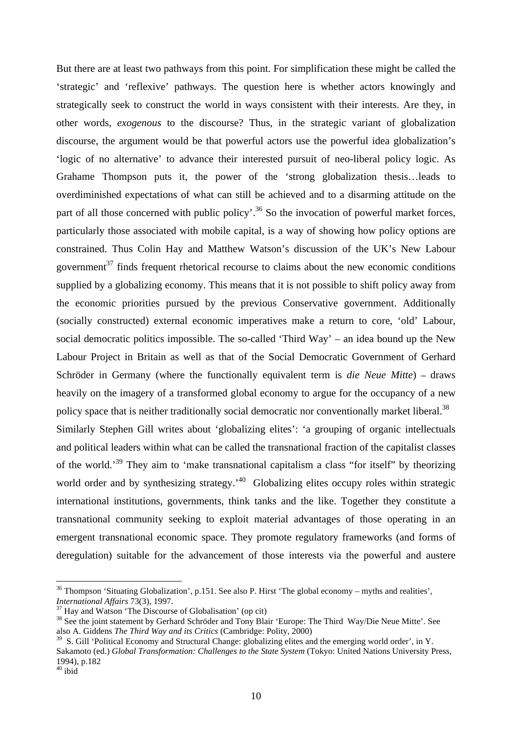But there are at least two pathways from this point. For simplification these might be called the 'strategic' and 'reflexive' pathways. The question here is whether actors knowingly and strategically seek to construct the world in ways consistent with their interests. Are they, in other words, *exogenous* to the discourse? Thus, in the strategic variant of globalization discourse, the argument would be that powerful actors use the powerful idea globalization's 'logic of no alternative' to advance their interested pursuit of neo-liberal policy logic. As Grahame Thompson puts it, the power of the 'strong globalization thesis…leads to overdiminished expectations of what can still be achieved and to a disarming attitude on the part of all those concerned with public policy'.[36] So the invocation of powerful market forces, particularly those associated with mobile capital, is a way of showing how policy options are constrained. Thus Colin Hay and Matthew Watson's discussion of the UK's New Labour government[37] finds frequent rhetorical recourse to claims about the new economic conditions supplied by a globalizing economy. This means that it is not possible to shift policy away from the economic priorities pursued by the previous Conservative government. Additionally (socially constructed) external economic imperatives make a return to core, 'old' Labour, social democratic politics impossible. The so-called 'Third Way' – an idea bound up the New Labour Project in Britain as well as that of the Social Democratic Government of Gerhard Schröder in Germany (where the functionally equivalent term is *die Neue Mitte*) – draws heavily on the imagery of a transformed global economy to argue for the occupancy of a new policy space that is neither traditionally social democratic nor conventionally market liberal.[38] Similarly Stephen Gill writes about 'globalizing elites': 'a grouping of organic intellectuals and political leaders within what can be called the transnational fraction of the capitalist classes of the world.'[39] They aim to 'make transnational capitalism a class "for itself" by theorizing world order and by synthesizing strategy.'[40] Globalizing elites occupy roles within strategic international institutions, governments, think tanks and the like. Together they constitute a transnational community seeking to exploit material advantages of those operating in an emergent transnational economic space. They promote regulatory frameworks (and forms of deregulation) suitable for the advancement of those interests via the powerful and austere

---

[36] Thompson 'Situating Globalization', p.151. See also P. Hirst 'The global economy – myths and realities', *International Affairs* 73(3), 1997.

[37] Hay and Watson 'The Discourse of Globalisation' (op cit)

[38] See the joint statement by Gerhard Schröder and Tony Blair 'Europe: The Third Way/Die Neue Mitte'. See also A. Giddens *The Third Way and its Critics* (Cambridge: Polity, 2000)

[39] S. Gill 'Political Economy and Structural Change: globalizing elites and the emerging world order', in Y. Sakamoto (ed.) *Global Transformation: Challenges to the State System* (Tokyo: United Nations University Press, 1994), p.182

[40] ibid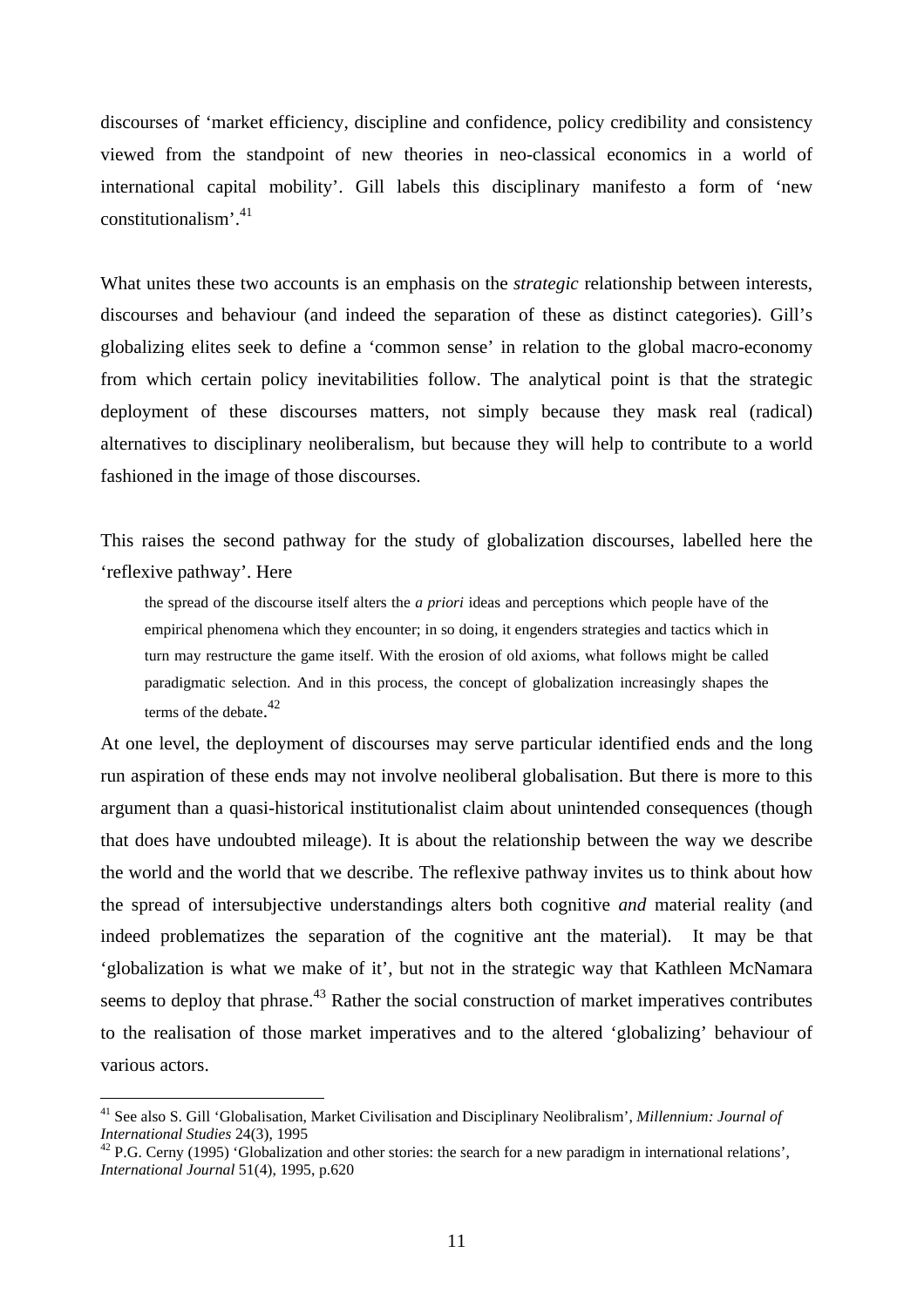discourses of 'market efficiency, discipline and confidence, policy credibility and consistency viewed from the standpoint of new theories in neo-classical economics in a world of international capital mobility'. Gill labels this disciplinary manifesto a form of 'new constitutionalism'.[41]

What unites these two accounts is an emphasis on the *strategic* relationship between interests, discourses and behaviour (and indeed the separation of these as distinct categories). Gill's globalizing elites seek to define a 'common sense' in relation to the global macro-economy from which certain policy inevitabilities follow. The analytical point is that the strategic deployment of these discourses matters, not simply because they mask real (radical) alternatives to disciplinary neoliberalism, but because they will help to contribute to a world fashioned in the image of those discourses.

This raises the second pathway for the study of globalization discourses, labelled here the 'reflexive pathway'. Here

> the spread of the discourse itself alters the *a priori* ideas and perceptions which people have of the empirical phenomena which they encounter; in so doing, it engenders strategies and tactics which in turn may restructure the game itself. With the erosion of old axioms, what follows might be called paradigmatic selection. And in this process, the concept of globalization increasingly shapes the terms of the debate.[42]

At one level, the deployment of discourses may serve particular identified ends and the long run aspiration of these ends may not involve neoliberal globalisation. But there is more to this argument than a quasi-historical institutionalist claim about unintended consequences (though that does have undoubted mileage). It is about the relationship between the way we describe the world and the world that we describe. The reflexive pathway invites us to think about how the spread of intersubjective understandings alters both cognitive *and* material reality (and indeed problematizes the separation of the cognitive ant the material). It may be that 'globalization is what we make of it', but not in the strategic way that Kathleen McNamara seems to deploy that phrase.[43] Rather the social construction of market imperatives contributes to the realisation of those market imperatives and to the altered 'globalizing' behaviour of various actors.

---

[41] See also S. Gill 'Globalisation, Market Civilisation and Disciplinary Neolibralism', *Millennium: Journal of International Studies* 24(3), 1995

[42] P.G. Cerny (1995) 'Globalization and other stories: the search for a new paradigm in international relations', *International Journal* 51(4), 1995, p.620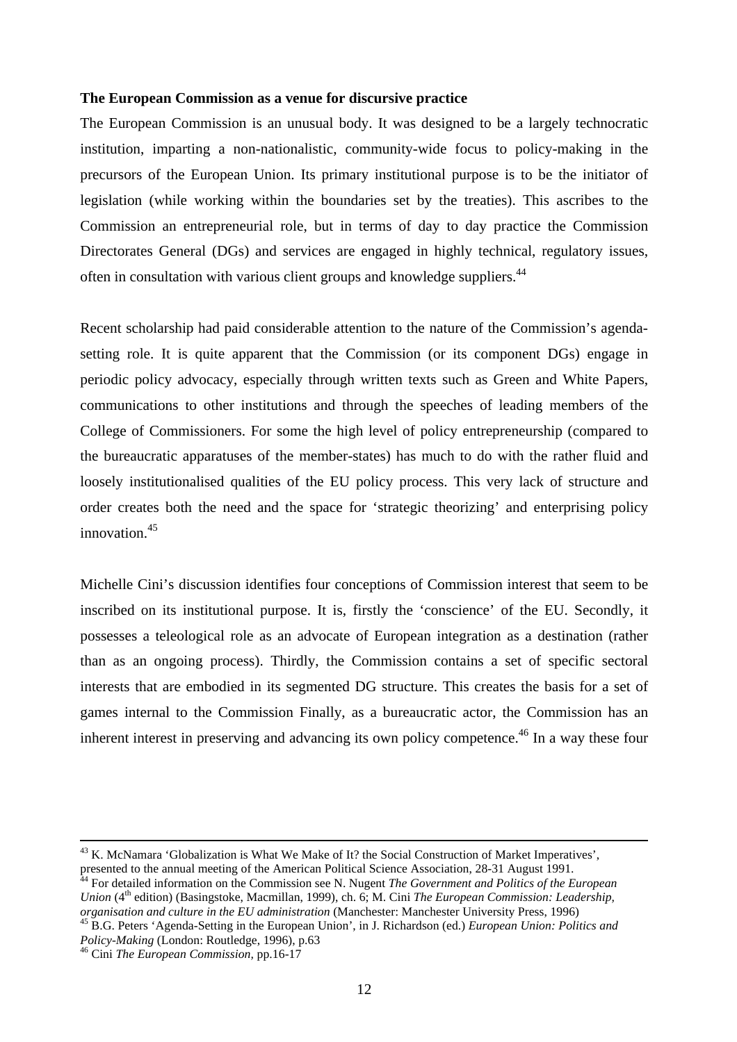**The European Commission as a venue for discursive practice**

The European Commission is an unusual body. It was designed to be a largely technocratic institution, imparting a non-nationalistic, community-wide focus to policy-making in the precursors of the European Union. Its primary institutional purpose is to be the initiator of legislation (while working within the boundaries set by the treaties). This ascribes to the Commission an entrepreneurial role, but in terms of day to day practice the Commission Directorates General (DGs) and services are engaged in highly technical, regulatory issues, often in consultation with various client groups and knowledge suppliers.[44]

Recent scholarship had paid considerable attention to the nature of the Commission's agenda-setting role. It is quite apparent that the Commission (or its component DGs) engage in periodic policy advocacy, especially through written texts such as Green and White Papers, communications to other institutions and through the speeches of leading members of the College of Commissioners. For some the high level of policy entrepreneurship (compared to the bureaucratic apparatuses of the member-states) has much to do with the rather fluid and loosely institutionalised qualities of the EU policy process. This very lack of structure and order creates both the need and the space for 'strategic theorizing' and enterprising policy innovation.[45]

Michelle Cini's discussion identifies four conceptions of Commission interest that seem to be inscribed on its institutional purpose. It is, firstly the 'conscience' of the EU. Secondly, it possesses a teleological role as an advocate of European integration as a destination (rather than as an ongoing process). Thirdly, the Commission contains a set of specific sectoral interests that are embodied in its segmented DG structure. This creates the basis for a set of games internal to the Commission Finally, as a bureaucratic actor, the Commission has an inherent interest in preserving and advancing its own policy competence.[46] In a way these four

---

[43] K. McNamara 'Globalization is What We Make of It? the Social Construction of Market Imperatives', presented to the annual meeting of the American Political Science Association, 28-31 August 1991.

[44] For detailed information on the Commission see N. Nugent *The Government and Politics of the European Union* (4th edition) (Basingstoke, Macmillan, 1999), ch. 6; M. Cini *The European Commission: Leadership, organisation and culture in the EU administration* (Manchester: Manchester University Press, 1996)

[45] B.G. Peters 'Agenda-Setting in the European Union', in J. Richardson (ed.) *European Union: Politics and Policy-Making* (London: Routledge, 1996), p.63

[46] Cini *The European Commission*, pp.16-17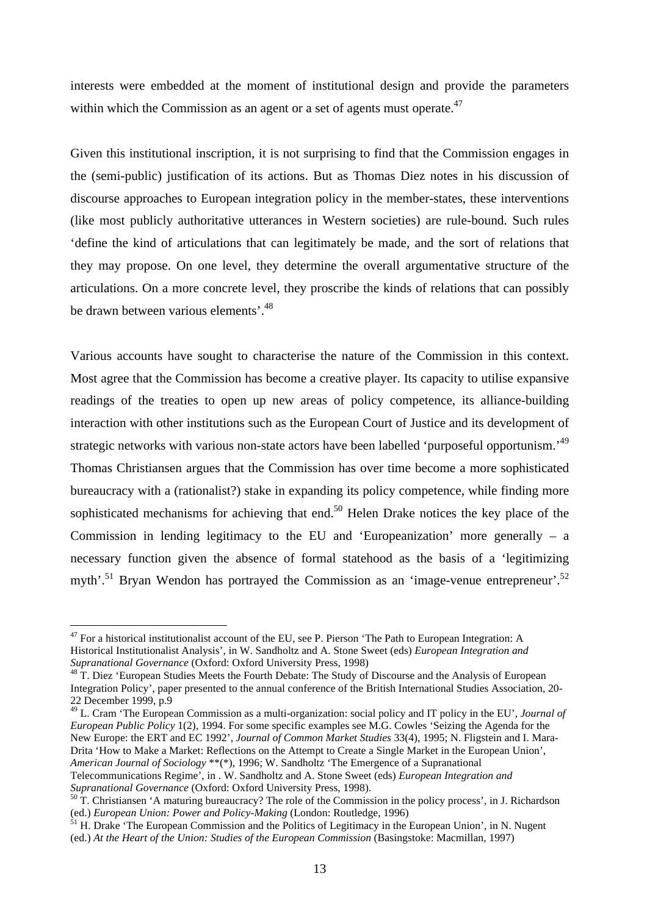interests were embedded at the moment of institutional design and provide the parameters within which the Commission as an agent or a set of agents must operate.[47]

Given this institutional inscription, it is not surprising to find that the Commission engages in the (semi-public) justification of its actions. But as Thomas Diez notes in his discussion of discourse approaches to European integration policy in the member-states, these interventions (like most publicly authoritative utterances in Western societies) are rule-bound. Such rules 'define the kind of articulations that can legitimately be made, and the sort of relations that they may propose. On one level, they determine the overall argumentative structure of the articulations. On a more concrete level, they proscribe the kinds of relations that can possibly be drawn between various elements'.[48]

Various accounts have sought to characterise the nature of the Commission in this context. Most agree that the Commission has become a creative player. Its capacity to utilise expansive readings of the treaties to open up new areas of policy competence, its alliance-building interaction with other institutions such as the European Court of Justice and its development of strategic networks with various non-state actors have been labelled 'purposeful opportunism.'[49] Thomas Christiansen argues that the Commission has over time become a more sophisticated bureaucracy with a (rationalist?) stake in expanding its policy competence, while finding more sophisticated mechanisms for achieving that end.[50] Helen Drake notices the key place of the Commission in lending legitimacy to the EU and 'Europeanization' more generally – a necessary function given the absence of formal statehood as the basis of a 'legitimizing myth'.[51] Bryan Wendon has portrayed the Commission as an 'image-venue entrepreneur'.[52]

---

[47] For a historical institutionalist account of the EU, see P. Pierson 'The Path to European Integration: A Historical Institutionalist Analysis', in W. Sandholtz and A. Stone Sweet (eds) *European Integration and Supranational Governance* (Oxford: Oxford University Press, 1998)

[48] T. Diez 'European Studies Meets the Fourth Debate: The Study of Discourse and the Analysis of European Integration Policy', paper presented to the annual conference of the British International Studies Association, 20-22 December 1999, p.9

[49] L. Cram 'The European Commission as a multi-organization: social policy and IT policy in the EU', *Journal of European Public Policy* 1(2), 1994. For some specific examples see M.G. Cowles 'Seizing the Agenda for the New Europe: the ERT and EC 1992', *Journal of Common Market Studies* 33(4), 1995; N. Fligstein and I. Mara-Drita 'How to Make a Market: Reflections on the Attempt to Create a Single Market in the European Union', *American Journal of Sociology* **(*), 1996; W. Sandholtz 'The Emergence of a Supranational Telecommunications Regime', in . W. Sandholtz and A. Stone Sweet (eds) *European Integration and Supranational Governance* (Oxford: Oxford University Press, 1998).

[50] T. Christiansen 'A maturing bureaucracy? The role of the Commission in the policy process', in J. Richardson (ed.) *European Union: Power and Policy-Making* (London: Routledge, 1996)

[51] H. Drake 'The European Commission and the Politics of Legitimacy in the European Union', in N. Nugent (ed.) *At the Heart of the Union: Studies of the European Commission* (Basingstoke: Macmillan, 1997)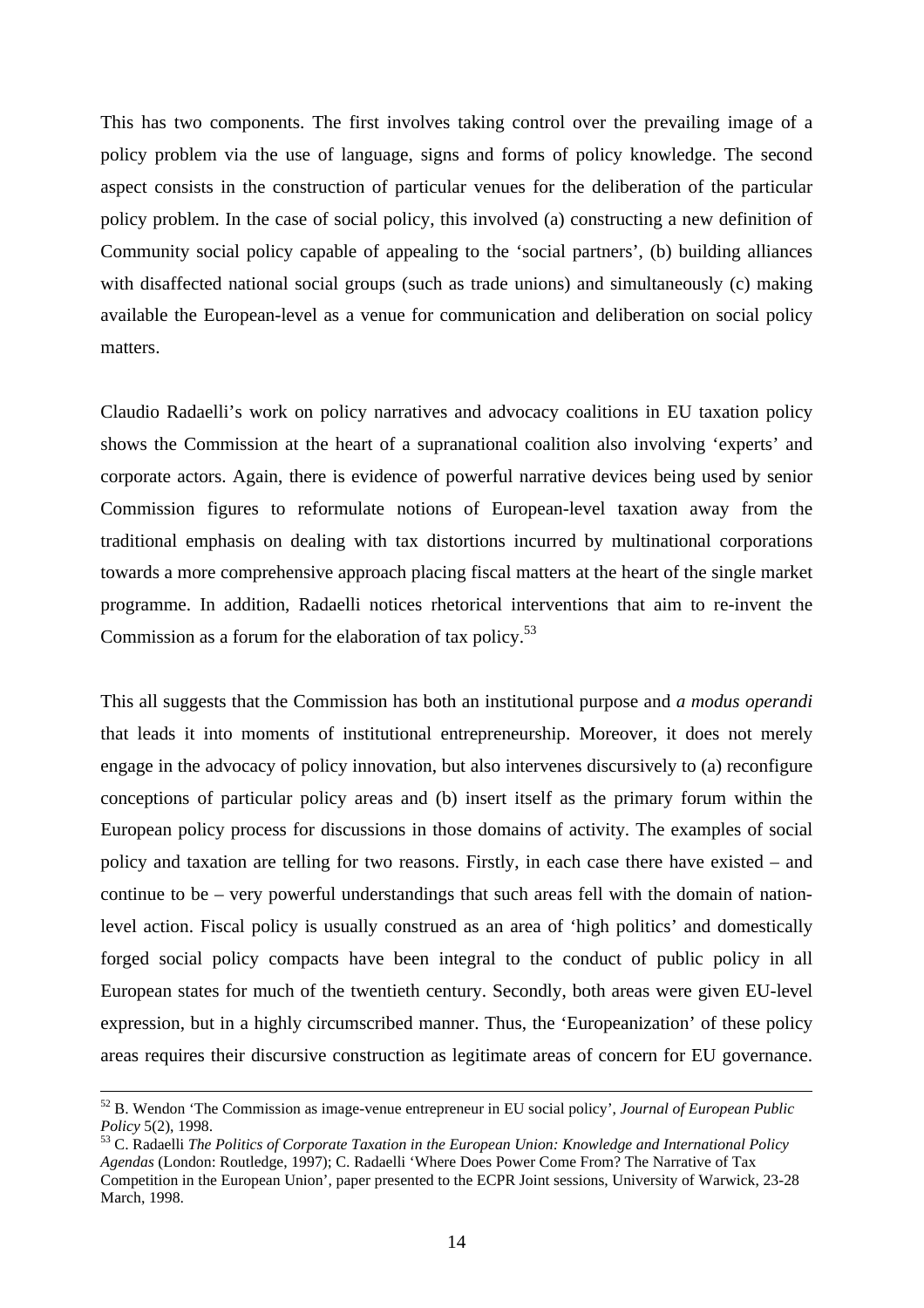This has two components. The first involves taking control over the prevailing image of a policy problem via the use of language, signs and forms of policy knowledge. The second aspect consists in the construction of particular venues for the deliberation of the particular policy problem. In the case of social policy, this involved (a) constructing a new definition of Community social policy capable of appealing to the 'social partners', (b) building alliances with disaffected national social groups (such as trade unions) and simultaneously (c) making available the European-level as a venue for communication and deliberation on social policy matters.

Claudio Radaelli's work on policy narratives and advocacy coalitions in EU taxation policy shows the Commission at the heart of a supranational coalition also involving 'experts' and corporate actors. Again, there is evidence of powerful narrative devices being used by senior Commission figures to reformulate notions of European-level taxation away from the traditional emphasis on dealing with tax distortions incurred by multinational corporations towards a more comprehensive approach placing fiscal matters at the heart of the single market programme. In addition, Radaelli notices rhetorical interventions that aim to re-invent the Commission as a forum for the elaboration of tax policy.[53]

This all suggests that the Commission has both an institutional purpose and *a modus operandi* that leads it into moments of institutional entrepreneurship. Moreover, it does not merely engage in the advocacy of policy innovation, but also intervenes discursively to (a) reconfigure conceptions of particular policy areas and (b) insert itself as the primary forum within the European policy process for discussions in those domains of activity. The examples of social policy and taxation are telling for two reasons. Firstly, in each case there have existed – and continue to be – very powerful understandings that such areas fell with the domain of nation-level action. Fiscal policy is usually construed as an area of 'high politics' and domestically forged social policy compacts have been integral to the conduct of public policy in all European states for much of the twentieth century. Secondly, both areas were given EU-level expression, but in a highly circumscribed manner. Thus, the 'Europeanization' of these policy areas requires their discursive construction as legitimate areas of concern for EU governance.

---

[52] B. Wendon 'The Commission as image-venue entrepreneur in EU social policy', *Journal of European Public Policy* 5(2), 1998.

[53] C. Radaelli *The Politics of Corporate Taxation in the European Union: Knowledge and International Policy Agendas* (London: Routledge, 1997); C. Radaelli 'Where Does Power Come From? The Narrative of Tax Competition in the European Union', paper presented to the ECPR Joint sessions, University of Warwick, 23-28 March, 1998.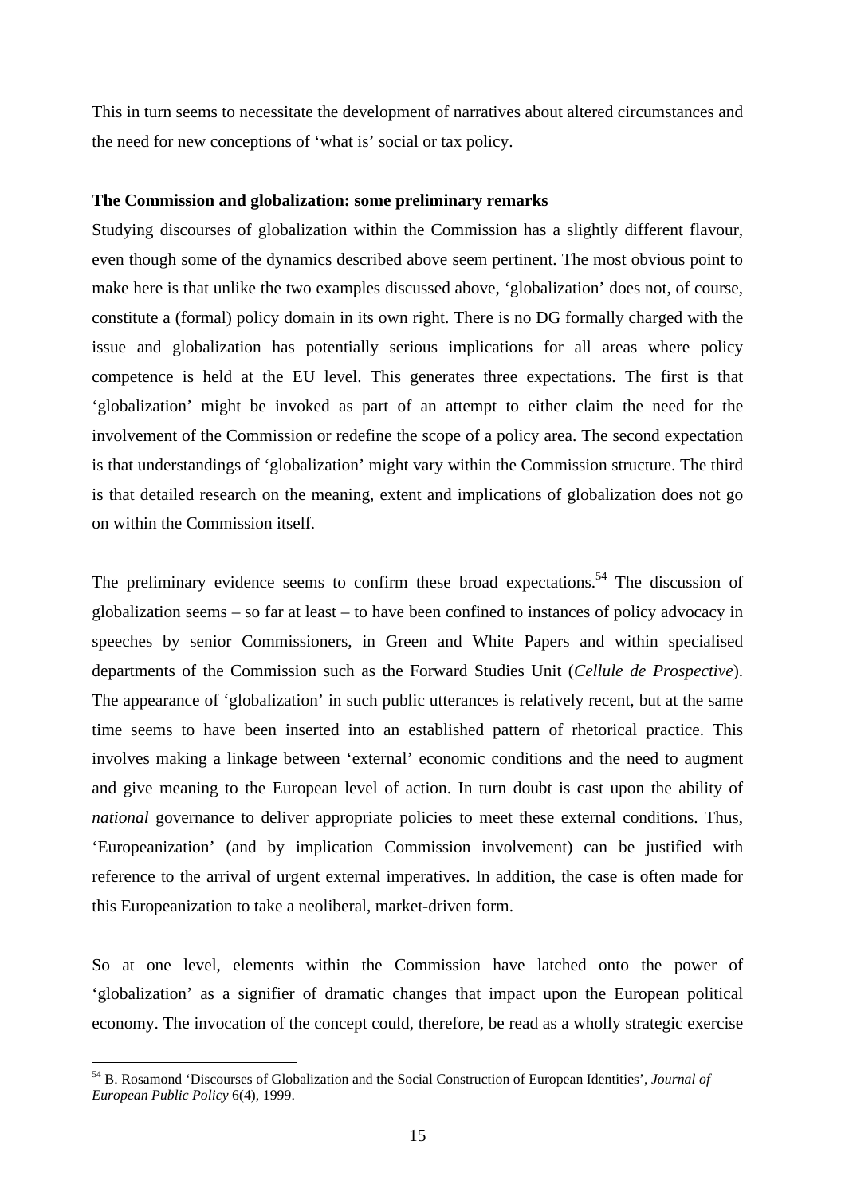This in turn seems to necessitate the development of narratives about altered circumstances and the need for new conceptions of 'what is' social or tax policy.

**The Commission and globalization: some preliminary remarks**

Studying discourses of globalization within the Commission has a slightly different flavour, even though some of the dynamics described above seem pertinent. The most obvious point to make here is that unlike the two examples discussed above, 'globalization' does not, of course, constitute a (formal) policy domain in its own right. There is no DG formally charged with the issue and globalization has potentially serious implications for all areas where policy competence is held at the EU level. This generates three expectations. The first is that 'globalization' might be invoked as part of an attempt to either claim the need for the involvement of the Commission or redefine the scope of a policy area. The second expectation is that understandings of 'globalization' might vary within the Commission structure. The third is that detailed research on the meaning, extent and implications of globalization does not go on within the Commission itself.

The preliminary evidence seems to confirm these broad expectations.[54] The discussion of globalization seems – so far at least – to have been confined to instances of policy advocacy in speeches by senior Commissioners, in Green and White Papers and within specialised departments of the Commission such as the Forward Studies Unit (*Cellule de Prospective*). The appearance of 'globalization' in such public utterances is relatively recent, but at the same time seems to have been inserted into an established pattern of rhetorical practice. This involves making a linkage between 'external' economic conditions and the need to augment and give meaning to the European level of action. In turn doubt is cast upon the ability of *national* governance to deliver appropriate policies to meet these external conditions. Thus, 'Europeanization' (and by implication Commission involvement) can be justified with reference to the arrival of urgent external imperatives. In addition, the case is often made for this Europeanization to take a neoliberal, market-driven form.

So at one level, elements within the Commission have latched onto the power of 'globalization' as a signifier of dramatic changes that impact upon the European political economy. The invocation of the concept could, therefore, be read as a wholly strategic exercise

---

[54] B. Rosamond 'Discourses of Globalization and the Social Construction of European Identities', *Journal of European Public Policy* 6(4), 1999.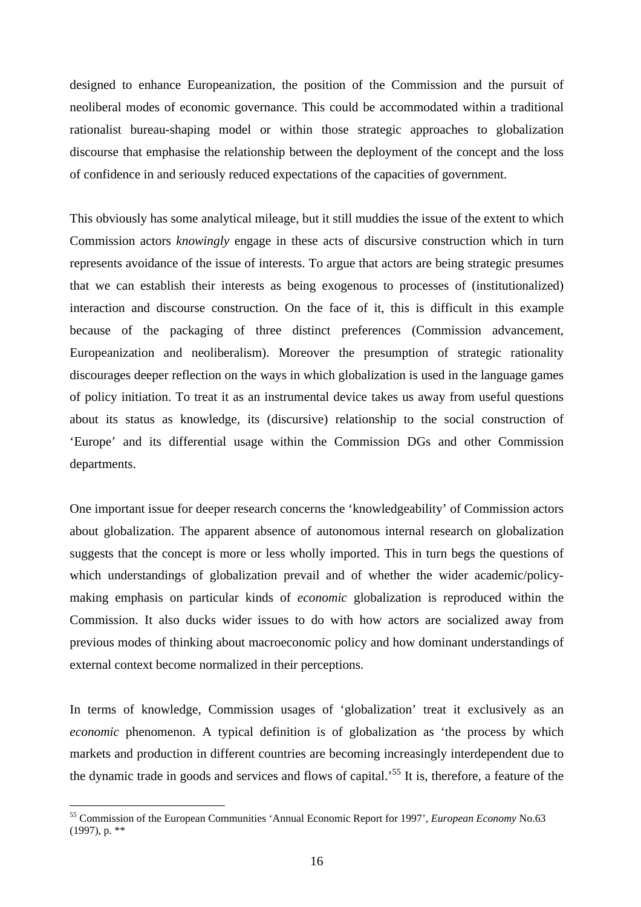designed to enhance Europeanization, the position of the Commission and the pursuit of neoliberal modes of economic governance. This could be accommodated within a traditional rationalist bureau-shaping model or within those strategic approaches to globalization discourse that emphasise the relationship between the deployment of the concept and the loss of confidence in and seriously reduced expectations of the capacities of government.

This obviously has some analytical mileage, but it still muddies the issue of the extent to which Commission actors *knowingly* engage in these acts of discursive construction which in turn represents avoidance of the issue of interests. To argue that actors are being strategic presumes that we can establish their interests as being exogenous to processes of (institutionalized) interaction and discourse construction. On the face of it, this is difficult in this example because of the packaging of three distinct preferences (Commission advancement, Europeanization and neoliberalism). Moreover the presumption of strategic rationality discourages deeper reflection on the ways in which globalization is used in the language games of policy initiation. To treat it as an instrumental device takes us away from useful questions about its status as knowledge, its (discursive) relationship to the social construction of 'Europe' and its differential usage within the Commission DGs and other Commission departments.

One important issue for deeper research concerns the 'knowledgeability' of Commission actors about globalization. The apparent absence of autonomous internal research on globalization suggests that the concept is more or less wholly imported. This in turn begs the questions of which understandings of globalization prevail and of whether the wider academic/policy-making emphasis on particular kinds of *economic* globalization is reproduced within the Commission. It also ducks wider issues to do with how actors are socialized away from previous modes of thinking about macroeconomic policy and how dominant understandings of external context become normalized in their perceptions.

In terms of knowledge, Commission usages of 'globalization' treat it exclusively as an *economic* phenomenon. A typical definition is of globalization as 'the process by which markets and production in different countries are becoming increasingly interdependent due to the dynamic trade in goods and services and flows of capital.'[55] It is, therefore, a feature of the

---

[55] Commission of the European Communities 'Annual Economic Report for 1997', *European Economy* No.63 (1997), p. **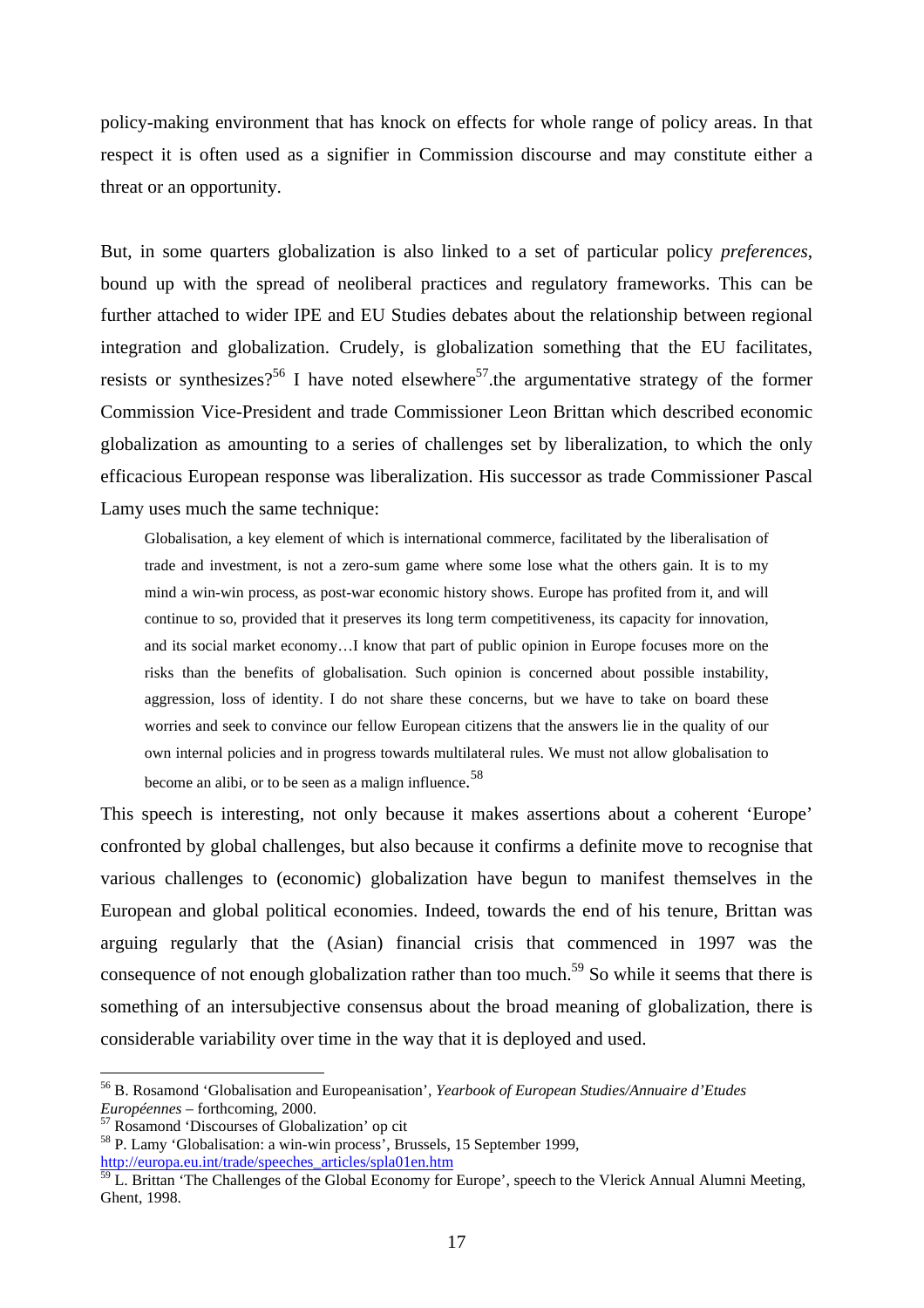policy-making environment that has knock on effects for whole range of policy areas. In that respect it is often used as a signifier in Commission discourse and may constitute either a threat or an opportunity.

But, in some quarters globalization is also linked to a set of particular policy *preferences*, bound up with the spread of neoliberal practices and regulatory frameworks. This can be further attached to wider IPE and EU Studies debates about the relationship between regional integration and globalization. Crudely, is globalization something that the EU facilitates, resists or synthesizes?[56] I have noted elsewhere[57].the argumentative strategy of the former Commission Vice-President and trade Commissioner Leon Brittan which described economic globalization as amounting to a series of challenges set by liberalization, to which the only efficacious European response was liberalization. His successor as trade Commissioner Pascal Lamy uses much the same technique:

> Globalisation, a key element of which is international commerce, facilitated by the liberalisation of trade and investment, is not a zero-sum game where some lose what the others gain. It is to my mind a win-win process, as post-war economic history shows. Europe has profited from it, and will continue to so, provided that it preserves its long term competitiveness, its capacity for innovation, and its social market economy…I know that part of public opinion in Europe focuses more on the risks than the benefits of globalisation. Such opinion is concerned about possible instability, aggression, loss of identity. I do not share these concerns, but we have to take on board these worries and seek to convince our fellow European citizens that the answers lie in the quality of our own internal policies and in progress towards multilateral rules. We must not allow globalisation to become an alibi, or to be seen as a malign influence.[58]

This speech is interesting, not only because it makes assertions about a coherent 'Europe' confronted by global challenges, but also because it confirms a definite move to recognise that various challenges to (economic) globalization have begun to manifest themselves in the European and global political economies. Indeed, towards the end of his tenure, Brittan was arguing regularly that the (Asian) financial crisis that commenced in 1997 was the consequence of not enough globalization rather than too much.[59] So while it seems that there is something of an intersubjective consensus about the broad meaning of globalization, there is considerable variability over time in the way that it is deployed and used.

---

[56] B. Rosamond 'Globalisation and Europeanisation', *Yearbook of European Studies/Annuaire d'Etudes Européennes* – forthcoming, 2000.

[57] Rosamond 'Discourses of Globalization' op cit

[58] P. Lamy 'Globalisation: a win-win process', Brussels, 15 September 1999, http://europa.eu.int/trade/speeches_articles/spla01en.htm

[59] L. Brittan 'The Challenges of the Global Economy for Europe', speech to the Vlerick Annual Alumni Meeting, Ghent, 1998.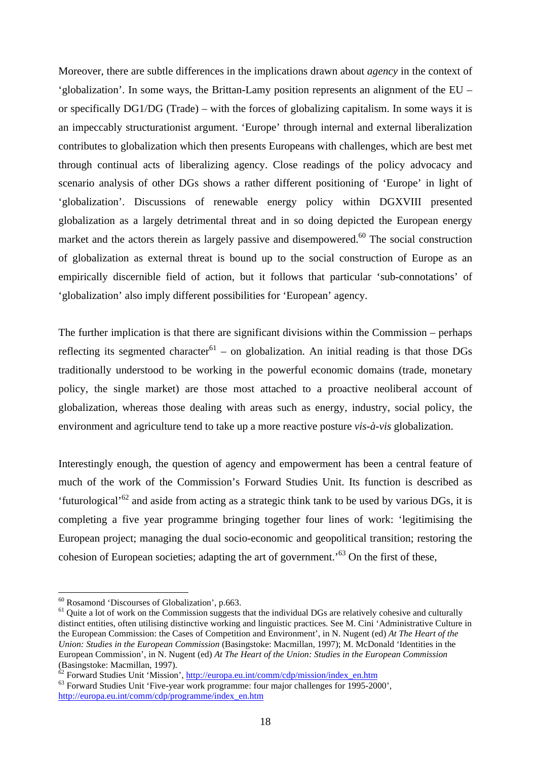Moreover, there are subtle differences in the implications drawn about *agency* in the context of 'globalization'. In some ways, the Brittan-Lamy position represents an alignment of the EU – or specifically DG1/DG (Trade) – with the forces of globalizing capitalism. In some ways it is an impeccably structurationist argument. 'Europe' through internal and external liberalization contributes to globalization which then presents Europeans with challenges, which are best met through continual acts of liberalizing agency. Close readings of the policy advocacy and scenario analysis of other DGs shows a rather different positioning of 'Europe' in light of 'globalization'. Discussions of renewable energy policy within DGXVIII presented globalization as a largely detrimental threat and in so doing depicted the European energy market and the actors therein as largely passive and disempowered.[60] The social construction of globalization as external threat is bound up to the social construction of Europe as an empirically discernible field of action, but it follows that particular 'sub-connotations' of 'globalization' also imply different possibilities for 'European' agency.

The further implication is that there are significant divisions within the Commission – perhaps reflecting its segmented character[61] – on globalization. An initial reading is that those DGs traditionally understood to be working in the powerful economic domains (trade, monetary policy, the single market) are those most attached to a proactive neoliberal account of globalization, whereas those dealing with areas such as energy, industry, social policy, the environment and agriculture tend to take up a more reactive posture *vis-à-vis* globalization.

Interestingly enough, the question of agency and empowerment has been a central feature of much of the work of the Commission's Forward Studies Unit. Its function is described as 'futurological'[62] and aside from acting as a strategic think tank to be used by various DGs, it is completing a five year programme bringing together four lines of work: 'legitimising the European project; managing the dual socio-economic and geopolitical transition; restoring the cohesion of European societies; adapting the art of government.'[63] On the first of these,

---

[60] Rosamond 'Discourses of Globalization', p.663.

[61] Quite a lot of work on the Commission suggests that the individual DGs are relatively cohesive and culturally distinct entities, often utilising distinctive working and linguistic practices. See M. Cini 'Administrative Culture in the European Commission: the Cases of Competition and Environment', in N. Nugent (ed) *At The Heart of the Union: Studies in the European Commission* (Basingstoke: Macmillan, 1997); M. McDonald 'Identities in the European Commission', in N. Nugent (ed) *At The Heart of the Union: Studies in the European Commission* (Basingstoke: Macmillan, 1997).

[62] Forward Studies Unit 'Mission', http://europa.eu.int/comm/cdp/mission/index_en.htm

[63] Forward Studies Unit 'Five-year work programme: four major challenges for 1995-2000', http://europa.eu.int/comm/cdp/programme/index_en.htm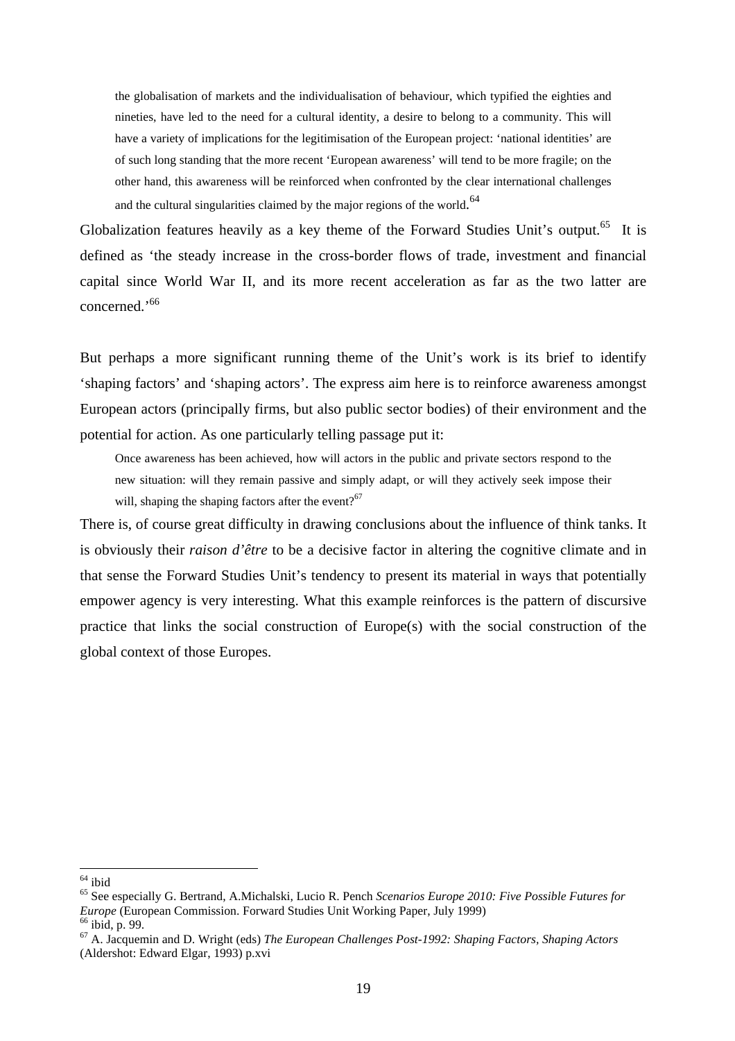> the globalisation of markets and the individualisation of behaviour, which typified the eighties and nineties, have led to the need for a cultural identity, a desire to belong to a community. This will have a variety of implications for the legitimisation of the European project: 'national identities' are of such long standing that the more recent 'European awareness' will tend to be more fragile; on the other hand, this awareness will be reinforced when confronted by the clear international challenges and the cultural singularities claimed by the major regions of the world.[64]

Globalization features heavily as a key theme of the Forward Studies Unit's output.[65] It is defined as 'the steady increase in the cross-border flows of trade, investment and financial capital since World War II, and its more recent acceleration as far as the two latter are concerned.'[66]

But perhaps a more significant running theme of the Unit's work is its brief to identify 'shaping factors' and 'shaping actors'. The express aim here is to reinforce awareness amongst European actors (principally firms, but also public sector bodies) of their environment and the potential for action. As one particularly telling passage put it:

> Once awareness has been achieved, how will actors in the public and private sectors respond to the new situation: will they remain passive and simply adapt, or will they actively seek impose their will, shaping the shaping factors after the event?[67]

There is, of course great difficulty in drawing conclusions about the influence of think tanks. It is obviously their *raison d'être* to be a decisive factor in altering the cognitive climate and in that sense the Forward Studies Unit's tendency to present its material in ways that potentially empower agency is very interesting. What this example reinforces is the pattern of discursive practice that links the social construction of Europe(s) with the social construction of the global context of those Europes.

---

[64] ibid

[65] See especially G. Bertrand, A.Michalski, Lucio R. Pench *Scenarios Europe 2010: Five Possible Futures for Europe* (European Commission. Forward Studies Unit Working Paper, July 1999)

[66] ibid, p. 99.

[67] A. Jacquemin and D. Wright (eds) *The European Challenges Post-1992: Shaping Factors, Shaping Actors* (Aldershot: Edward Elgar, 1993) p.xvi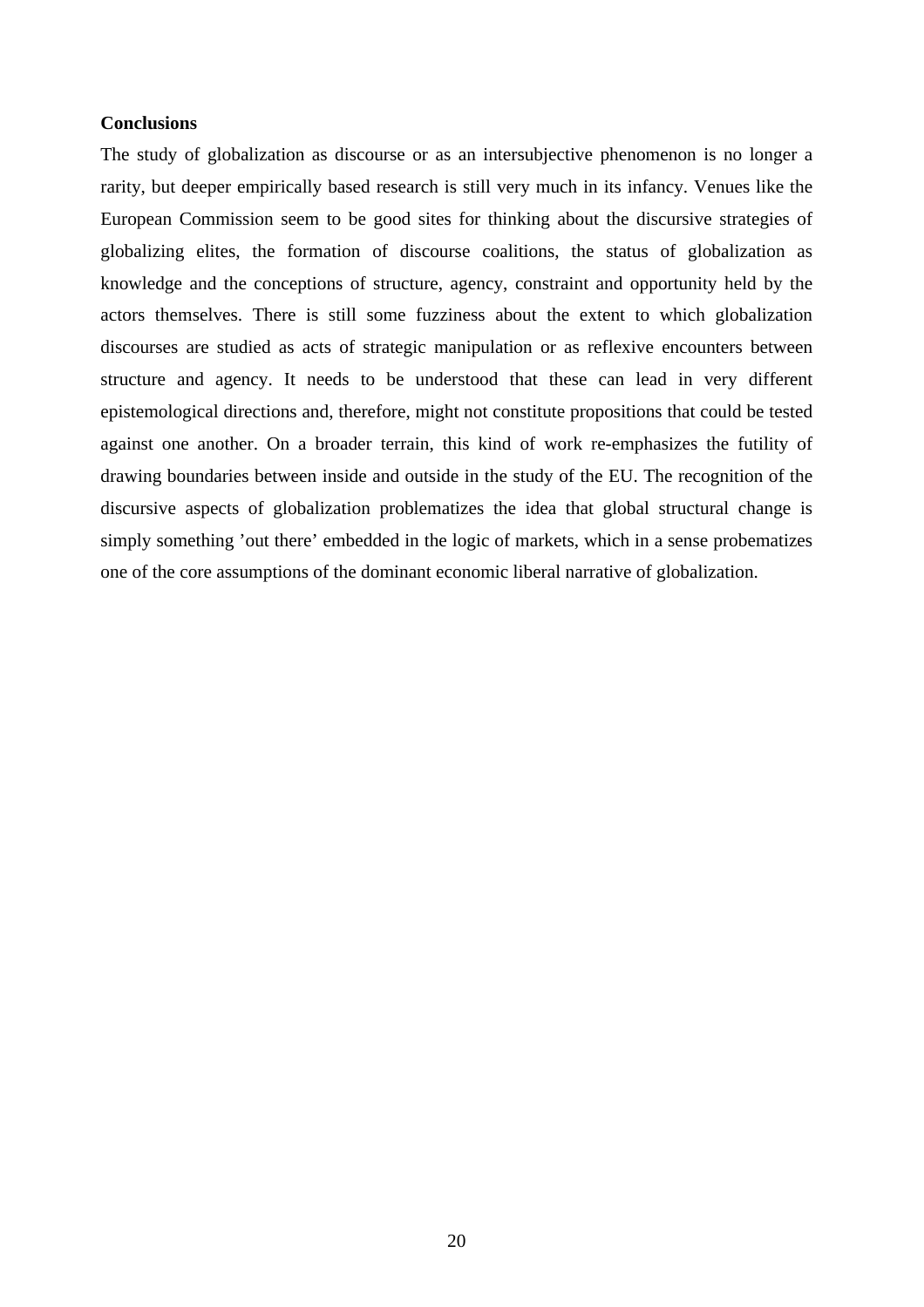**Conclusions**

The study of globalization as discourse or as an intersubjective phenomenon is no longer a rarity, but deeper empirically based research is still very much in its infancy. Venues like the European Commission seem to be good sites for thinking about the discursive strategies of globalizing elites, the formation of discourse coalitions, the status of globalization as knowledge and the conceptions of structure, agency, constraint and opportunity held by the actors themselves. There is still some fuzziness about the extent to which globalization discourses are studied as acts of strategic manipulation or as reflexive encounters between structure and agency. It needs to be understood that these can lead in very different epistemological directions and, therefore, might not constitute propositions that could be tested against one another. On a broader terrain, this kind of work re-emphasizes the futility of drawing boundaries between inside and outside in the study of the EU. The recognition of the discursive aspects of globalization problematizes the idea that global structural change is simply something 'out there' embedded in the logic of markets, which in a sense probematizes one of the core assumptions of the dominant economic liberal narrative of globalization.